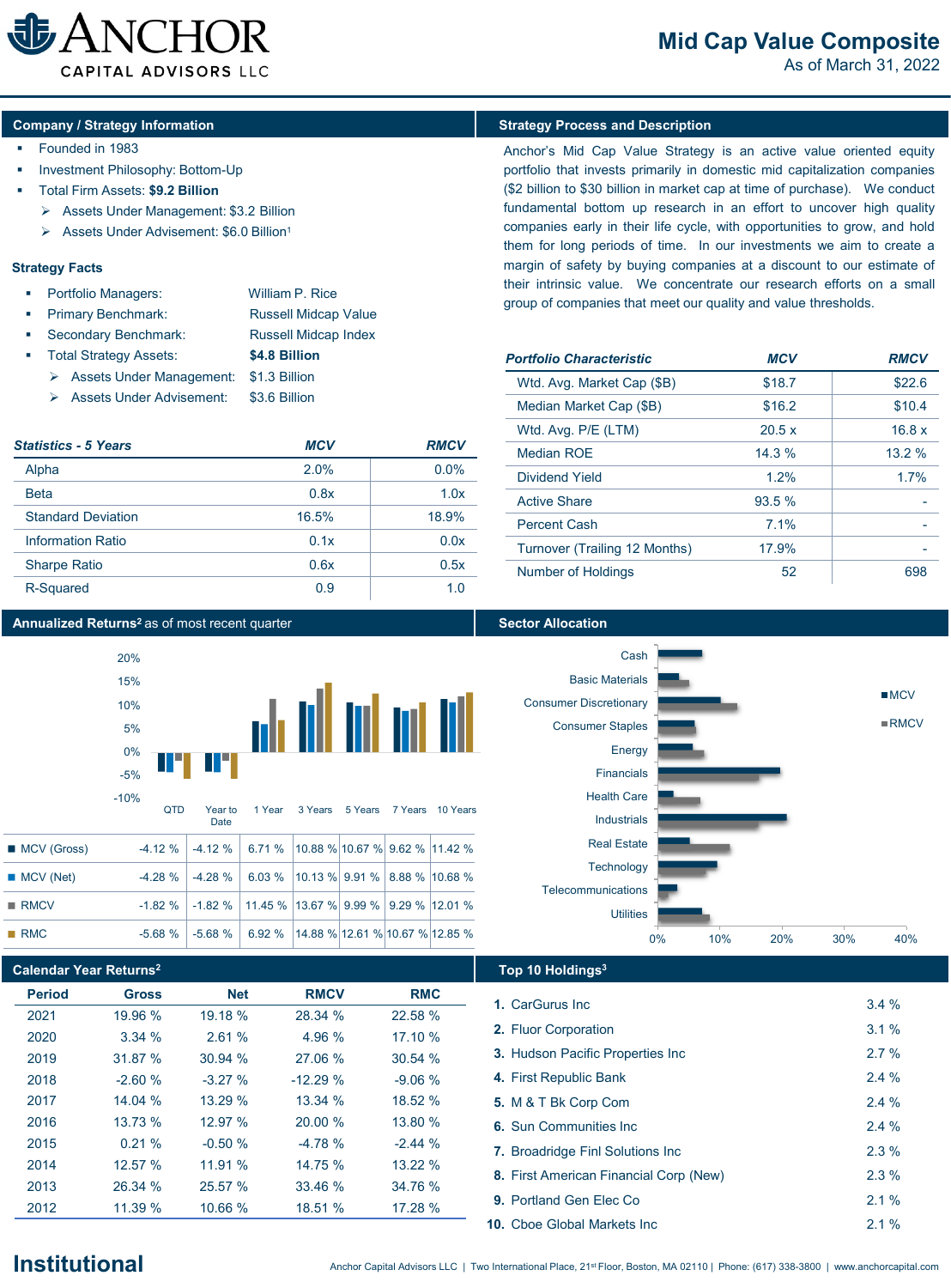# ANCHOR CAPITAL ADVISORS LLC

## Mid Cap Value Composite
As of March 31, 2022

## Company / Strategy Information

- Founded in 1983
- Investment Philosophy: Bottom-Up
- Total Firm Assets: **$9.2 Billion**
  - Assets Under Management: $3.2 Billion
  - Assets Under Advisement: $6.0 Billion[1]

### Strategy Facts

- Portfolio Managers: William P. Rice
- Primary Benchmark: Russell Midcap Value
- Secondary Benchmark: Russell Midcap Index
- Total Strategy Assets: **$4.8 Billion**
  - Assets Under Management: $1.3 Billion
  - Assets Under Advisement: $3.6 Billion

| *Statistics - 5 Years* | *MCV* | *RMCV* |
|---|---|---|
| Alpha | 2.0% | 0.0% |
| Beta | 0.8x | 1.0x |
| Standard Deviation | 16.5% | 18.9% |
| Information Ratio | 0.1x | 0.0x |
| Sharpe Ratio | 0.6x | 0.5x |
| R-Squared | 0.9 | 1.0 |

## Strategy Process and Description

Anchor's Mid Cap Value Strategy is an active value oriented equity portfolio that invests primarily in domestic mid capitalization companies ($2 billion to $30 billion in market cap at time of purchase). We conduct fundamental bottom up research in an effort to uncover high quality companies early in their life cycle, with opportunities to grow, and hold them for long periods of time. In our investments we aim to create a margin of safety by buying companies at a discount to our estimate of their intrinsic value. We concentrate our research efforts on a small group of companies that meet our quality and value thresholds.

| *Portfolio Characteristic* | *MCV* | *RMCV* |
|---|---|---|
| Wtd. Avg. Market Cap ($B) | $18.7 | $22.6 |
| Median Market Cap ($B) | $16.2 | $10.4 |
| Wtd. Avg. P/E (LTM) | 20.5 x | 16.8 x |
| Median ROE | 14.3 % | 13.2 % |
| Dividend Yield | 1.2% | 1.7% |
| Active Share | 93.5 % | - |
| Percent Cash | 7.1% | - |
| Turnover (Trailing 12 Months) | 17.9% | - |
| Number of Holdings | 52 | 698 |

## Annualized Returns[2] as of most recent quarter

| | QTD | Year to Date | 1 Year | 3 Years | 5 Years | 7 Years | 10 Years |
|---|---|---|---|---|---|---|---|
| MCV (Gross) | -4.12 % | -4.12 % | 6.71 % | 10.88 % | 10.67 % | 9.62 % | 11.42 % |
| MCV (Net) | -4.28 % | -4.28 % | 6.03 % | 10.13 % | 9.91 % | 8.88 % | 10.68 % |
| RMCV | -1.82 % | -1.82 % | 11.45 % | 13.67 % | 9.99 % | 9.29 % | 12.01 % |
| RMC | -5.68 % | -5.68 % | 6.92 % | 14.88 % | 12.61 % | 10.67 % | 12.85 % |

## Sector Allocation

Sectors: Cash, Basic Materials, Consumer Discretionary, Consumer Staples, Energy, Financials, Health Care, Industrials, Real Estate, Technology, Telecommunications, Utilities (MCV vs. RMCV, 0%–40%)

## Calendar Year Returns[2]

| Period | Gross | Net | RMCV | RMC |
|---|---|---|---|---|
| 2021 | 19.96 % | 19.18 % | 28.34 % | 22.58 % |
| 2020 | 3.34 % | 2.61 % | 4.96 % | 17.10 % |
| 2019 | 31.87 % | 30.94 % | 27.06 % | 30.54 % |
| 2018 | -2.60 % | -3.27 % | -12.29 % | -9.06 % |
| 2017 | 14.04 % | 13.29 % | 13.34 % | 18.52 % |
| 2016 | 13.73 % | 12.97 % | 20.00 % | 13.80 % |
| 2015 | 0.21 % | -0.50 % | -4.78 % | -2.44 % |
| 2014 | 12.57 % | 11.91 % | 14.75 % | 13.22 % |
| 2013 | 26.34 % | 25.57 % | 33.46 % | 34.76 % |
| 2012 | 11.39 % | 10.66 % | 18.51 % | 17.28 % |

## Top 10 Holdings[3]

| | Holding | Weight |
|---|---|---|
| 1. | CarGurus Inc | 3.4 % |
| 2. | Fluor Corporation | 3.1 % |
| 3. | Hudson Pacific Properties Inc | 2.7 % |
| 4. | First Republic Bank | 2.4 % |
| 5. | M & T Bk Corp Com | 2.4 % |
| 6. | Sun Communities Inc | 2.4 % |
| 7. | Broadridge Finl Solutions Inc | 2.3 % |
| 8. | First American Financial Corp (New) | 2.3 % |
| 9. | Portland Gen Elec Co | 2.1 % |
| 10. | Cboe Global Markets Inc | 2.1 % |

**Institutional**

Anchor Capital Advisors LLC | Two International Place, 21st Floor, Boston, MA 02110 | Phone: (617) 338-3800 | www.anchorcapital.com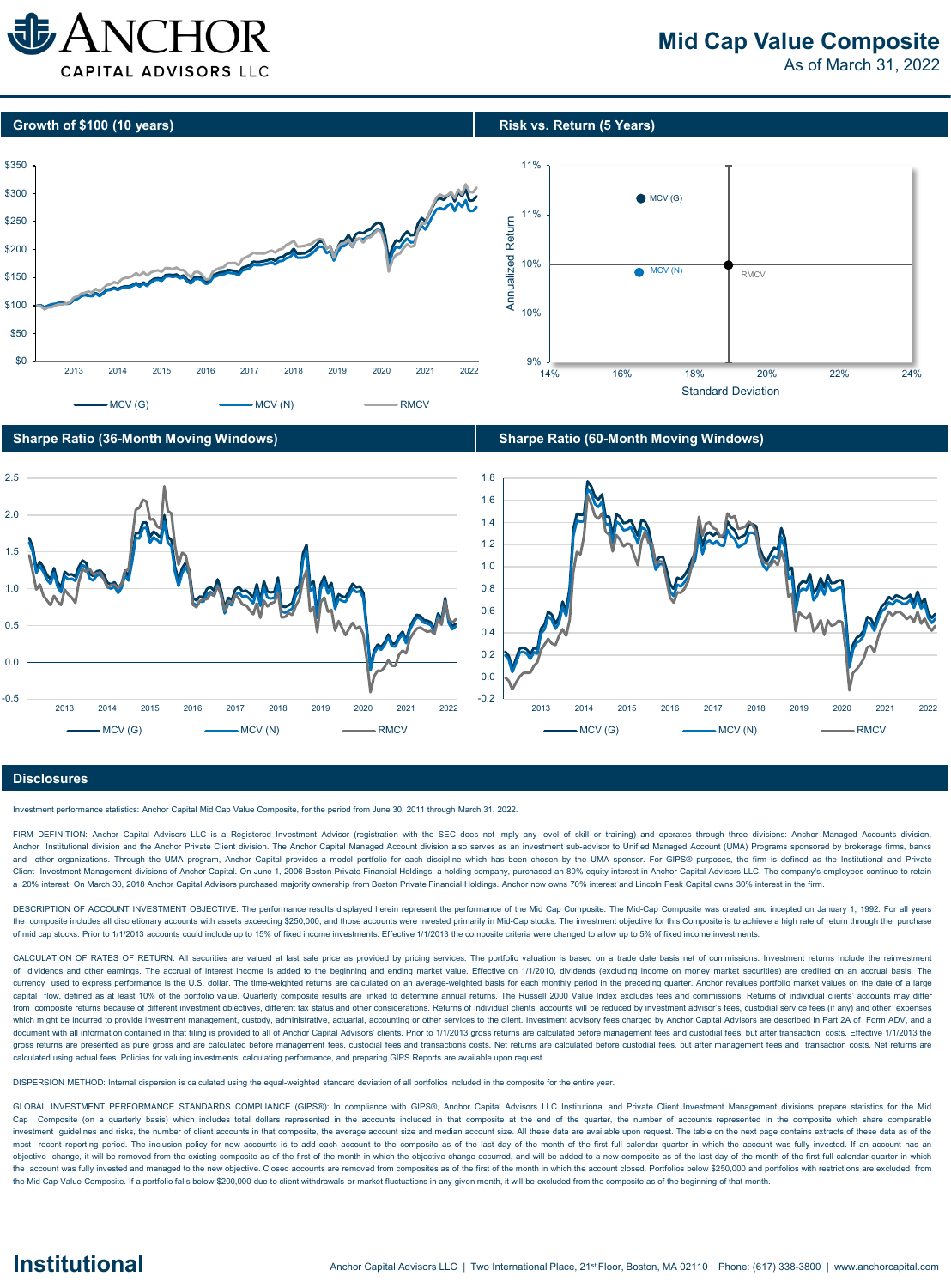# Mid Cap Value Composite

As of March 31, 2022

## Growth of $100 (10 years)

## Risk vs. Return (5 Years)

## Sharpe Ratio (36-Month Moving Windows)

## Sharpe Ratio (60-Month Moving Windows)

## Disclosures

Investment performance statistics: Anchor Capital Mid Cap Value Composite, for the period from June 30, 2011 through March 31, 2022.

FIRM DEFINITION: Anchor Capital Advisors LLC is a Registered Investment Advisor (registration with the SEC does not imply any level of skill or training) and operates through three divisions: Anchor Managed Accounts division, Anchor Institutional division and the Anchor Private Client division. The Anchor Capital Managed Account division also serves as an investment sub-advisor to Unified Managed Account (UMA) Programs sponsored by brokerage firms, banks and other organizations. Through the UMA program, Anchor Capital provides a model portfolio for each discipline which has been chosen by the UMA sponsor. For GIPS® purposes, the firm is defined as the Institutional and Private Client Investment Management divisions of Anchor Capital. On June 1, 2006 Boston Private Financial Holdings, a holding company, purchased an 80% equity interest in Anchor Capital Advisors LLC. The company's employees continue to retain a 20% interest. On March 30, 2018 Anchor Capital Advisors purchased majority ownership from Boston Private Financial Holdings. Anchor now owns 70% interest and Lincoln Peak Capital owns 30% interest in the firm.

DESCRIPTION OF ACCOUNT INVESTMENT OBJECTIVE: The performance results displayed herein represent the performance of the Mid Cap Composite. The Mid-Cap Composite was created and incepted on January 1, 1992. For all years the composite includes all discretionary accounts with assets exceeding $250,000, and those accounts were invested primarily in Mid-Cap stocks. The investment objective for this Composite is to achieve a high rate of return through the purchase of mid cap stocks. Prior to 1/1/2013 accounts could include up to 15% of fixed income investments. Effective 1/1/2013 the composite criteria were changed to allow up to 5% of fixed income investments.

CALCULATION OF RATES OF RETURN: All securities are valued at last sale price as provided by pricing services. The portfolio valuation is based on a trade date basis net of commissions. Investment returns include the reinvestment of dividends and other earnings. The accrual of interest income is added to the beginning and ending market value. Effective on 1/1/2010, dividends (excluding income on money market securities) are credited on an accrual basis. The currency used to express performance is the U.S. dollar. The time-weighted returns are calculated on an average-weighted basis for each monthly period in the preceding quarter. Anchor revalues portfolio market values on the date of a large capital flow, defined as at least 10% of the portfolio value. Quarterly composite results are linked to determine annual returns. The Russell 2000 Value Index excludes fees and commissions. Returns of individual clients' accounts may differ from composite returns because of different investment objectives, different tax status and other considerations. Returns of individual clients' accounts will be reduced by investment advisor's fees, custodial service fees (if any) and other expenses which might be incurred to provide investment management, custody, administrative, accounting or other services to the client. Investment advisory fees charged by Anchor Capital Advisors are described in Part 2A of Form ADV, and a document with all information contained in that filing is provided to all of Anchor Capital Advisors' clients. Prior to 1/1/2013 gross returns are calculated before management fees and custodial fees, but after transaction costs. Effective 1/1/2013 the gross returns are presented as pure gross and are calculated before management fees, custodial fees and transactions costs. Net returns are calculated before custodial fees, but after management fees and transaction costs. Net returns are calculated using actual fees. Policies for valuing investments, calculating performance, and preparing GIPS Reports are available upon request.

DISPERSION METHOD: Internal dispersion is calculated using the equal-weighted standard deviation of all portfolios included in the composite for the entire year.

GLOBAL INVESTMENT PERFORMANCE STANDARDS COMPLIANCE (GIPS®): In compliance with GIPS®, Anchor Capital Advisors LLC Institutional and Private Client Investment Management divisions prepare statistics for the Mid Cap Composite (on a quarterly basis) which includes total dollars represented in the accounts included in that composite at the end of the quarter, the number of accounts represented in the composite which share comparable investment guidelines and risks, the number of client accounts in that composite, the average account size and median account size. All these data are available upon request. The table on the next page contains extracts of these data as of the most recent reporting period. The inclusion policy for new accounts is to add each account to the composite as of the last day of the month of the first full calendar quarter in which the account was fully invested. If an account has an objective change, it will be removed from the existing composite as of the first of the month in which the objective change occurred, and will be added to a new composite as of the last day of the month of the first full calendar quarter in which the account was fully invested and managed to the new objective. Closed accounts are removed from composites as of the first of the month in which the account closed. Portfolios below $250,000 and portfolios with restrictions are excluded from the Mid Cap Value Composite. If a portfolio falls below $200,000 due to client withdrawals or market fluctuations in any given month, it will be excluded from the composite as of the beginning of that month.

**Institutional**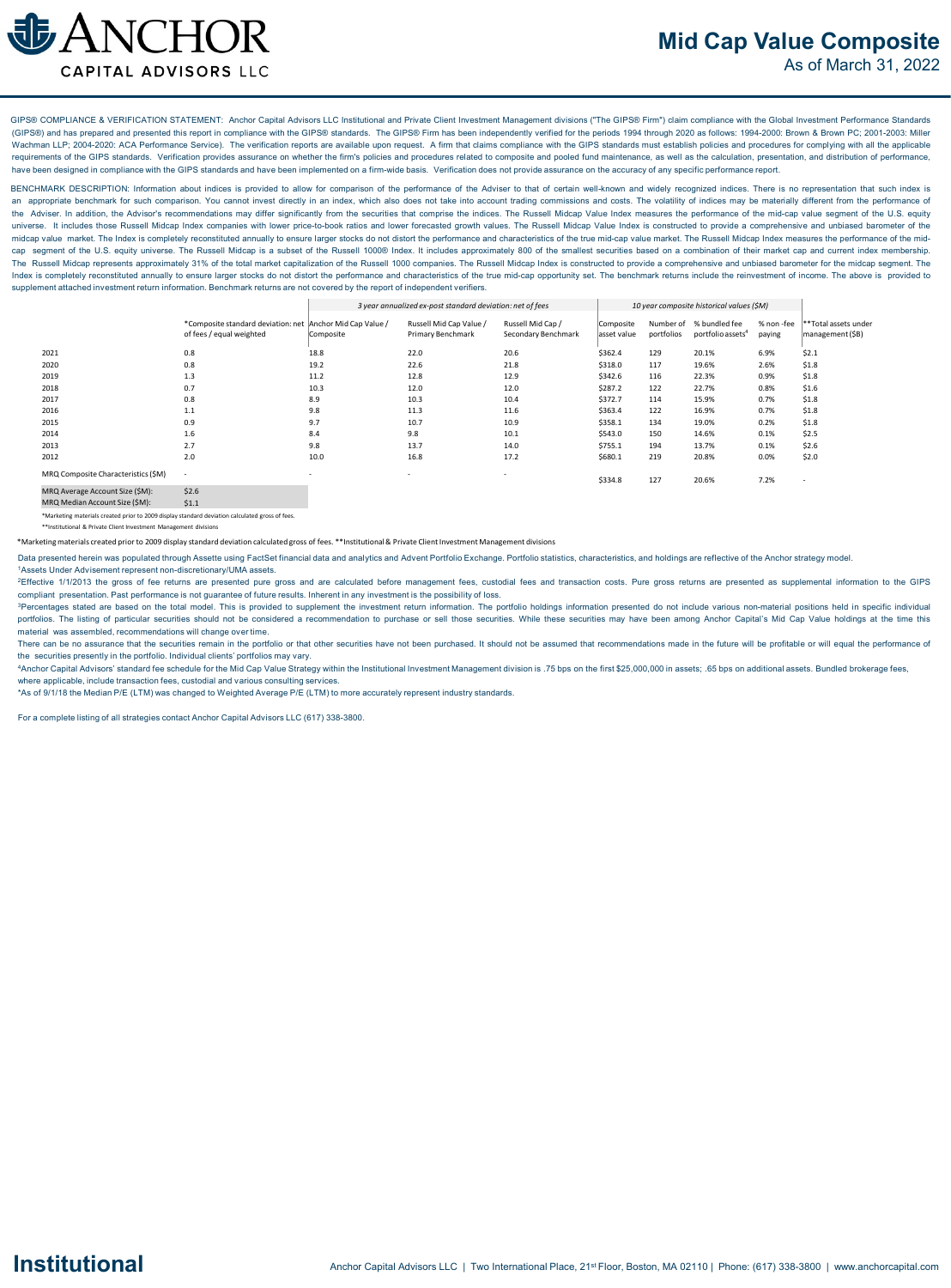# Mid Cap Value Composite

As of March 31, 2022

GIPS® COMPLIANCE & VERIFICATION STATEMENT: Anchor Capital Advisors LLC Institutional and Private Client Investment Management divisions ("The GIPS® Firm") claim compliance with the Global Investment Performance Standards (GIPS®) and has prepared and presented this report in compliance with the GIPS® standards. The GIPS® Firm has been independently verified for the periods 1994 through 2020 as follows: 1994-2000: Brown & Brown PC; 2001-2003: Miller Wachman LLP; 2004-2020: ACA Performance Service). The verification reports are available upon request. A firm that claims compliance with the GIPS standards must establish policies and procedures for complying with all the applicable requirements of the GIPS standards. Verification provides assurance on whether the firm's policies and procedures related to composite and pooled fund maintenance, as well as the calculation, presentation, and distribution of performance, have been designed in compliance with the GIPS standards and have been implemented on a firm-wide basis. Verification does not provide assurance on the accuracy of any specific performance report.

BENCHMARK DESCRIPTION: Information about indices is provided to allow for comparison of the performance of the Adviser to that of certain well-known and widely recognized indices. There is no representation that such index is an appropriate benchmark for such comparison. You cannot invest directly in an index, which also does not take into account trading commissions and costs. The volatility of indices may be materially different from the performance of the Adviser. In addition, the Advisor's recommendations may differ significantly from the securities that comprise the indices. The Russell Midcap Value Index measures the performance of the mid-cap value segment of the U.S. equity universe. It includes those Russell Midcap Index companies with lower price-to-book ratios and lower forecasted growth values. The Russell Midcap Value Index is constructed to provide a comprehensive and unbiased barometer of the midcap value market. The Index is completely reconstituted annually to ensure larger stocks do not distort the performance and characteristics of the true mid-cap value market. The Russell Midcap Index measures the performance of the mid-cap segment of the U.S. equity universe. The Russell Midcap is a subset of the Russell 1000® Index. It includes approximately 800 of the smallest securities based on a combination of their market cap and current index membership. The Russell Midcap represents approximately 31% of the total market capitalization of the Russell 1000 companies. The Russell Midcap Index is constructed to provide a comprehensive and unbiased barometer for the midcap segment. The Index is completely reconstituted annually to ensure larger stocks do not distort the performance and characteristics of the true mid-cap opportunity set. The benchmark returns include the reinvestment of income. The above is provided to supplement attached investment return information. Benchmark returns are not covered by the report of independent verifiers.

| | | 3 year annualized ex-post standard deviation: net of fees | | | 10 year composite historical values ($M) | | | | |
|---|---|---|---|---|---|---|---|---|---|
| | *Composite standard deviation: net of fees / equal weighted | Anchor Mid Cap Value / Composite | Russell Mid Cap Value / Primary Benchmark | Russell Mid Cap / Secondary Benchmark | Composite asset value | Number of portfolios | % bundled fee portfolio assets[4] | % non-fee paying | **Total assets under management ($B) |
| 2021 | 0.8 | 18.8 | 22.0 | 20.6 | $362.4 | 129 | 20.1% | 6.9% | $2.1 |
| 2020 | 0.8 | 19.2 | 22.6 | 21.8 | $318.0 | 117 | 19.6% | 2.6% | $1.8 |
| 2019 | 1.3 | 11.2 | 12.8 | 12.9 | $342.6 | 116 | 22.3% | 0.9% | $1.8 |
| 2018 | 0.7 | 10.3 | 12.0 | 12.0 | $287.2 | 122 | 22.7% | 0.8% | $1.6 |
| 2017 | 0.8 | 8.9 | 10.3 | 10.4 | $372.7 | 114 | 15.9% | 0.7% | $1.8 |
| 2016 | 1.1 | 9.8 | 11.3 | 11.6 | $363.4 | 122 | 16.9% | 0.7% | $1.8 |
| 2015 | 0.9 | 9.7 | 10.7 | 10.9 | $358.1 | 134 | 19.0% | 0.2% | $1.8 |
| 2014 | 1.6 | 8.4 | 9.8 | 10.1 | $543.0 | 150 | 14.6% | 0.1% | $2.5 |
| 2013 | 2.7 | 9.8 | 13.7 | 14.0 | $755.1 | 194 | 13.7% | 0.1% | $2.6 |
| 2012 | 2.0 | 10.0 | 16.8 | 17.2 | $680.1 | 219 | 20.8% | 0.0% | $2.0 |
| MRQ Composite Characteristics ($M) | - | - | - | - | $334.8 | 127 | 20.6% | 7.2% | - |
| MRQ Average Account Size ($M): | $2.6 | | | | | | | | |
| MRQ Median Account Size ($M): | $1.1 | | | | | | | | |

*Marketing materials created prior to 2009 display standard deviation calculated gross of fees.

**Institutional & Private Client Investment Management divisions

*Marketing materials created prior to 2009 display standard deviation calculated gross of fees. **Institutional & Private Client Investment Management divisions

Data presented herein was populated through Assette using FactSet financial data and analytics and Advent Portfolio Exchange. Portfolio statistics, characteristics, and holdings are reflective of the Anchor strategy model.

[1]Assets Under Advisement represent non-discretionary/UMA assets.

[2]Effective 1/1/2013 the gross of fee returns are presented pure gross and are calculated before management fees, custodial fees and transaction costs. Pure gross returns are presented as supplemental information to the GIPS compliant presentation. Past performance is not guarantee of future results. Inherent in any investment is the possibility of loss.

[3]Percentages stated are based on the total model. This is provided to supplement the investment return information. The portfolio holdings information presented do not include various non-material positions held in specific individual portfolios. The listing of particular securities should not be considered a recommendation to purchase or sell those securities. While these securities may have been among Anchor Capital's Mid Cap Value holdings at the time this material was assembled, recommendations will change over time.

There can be no assurance that the securities remain in the portfolio or that other securities have not been purchased. It should not be assumed that recommendations made in the future will be profitable or will equal the performance of the securities presently in the portfolio. Individual clients' portfolios may vary.

[4]Anchor Capital Advisors' standard fee schedule for the Mid Cap Value Strategy within the Institutional Investment Management division is .75 bps on the first $25,000,000 in assets; .65 bps on additional assets. Bundled brokerage fees, where applicable, include transaction fees, custodial and various consulting services.

*As of 9/1/18 the Median P/E (LTM) was changed to Weighted Average P/E (LTM) to more accurately represent industry standards.

For a complete listing of all strategies contact Anchor Capital Advisors LLC (617) 338-3800.

**Institutional**

Anchor Capital Advisors LLC | Two International Place, 21st Floor, Boston, MA 02110 | Phone: (617) 338-3800 | www.anchorcapital.com